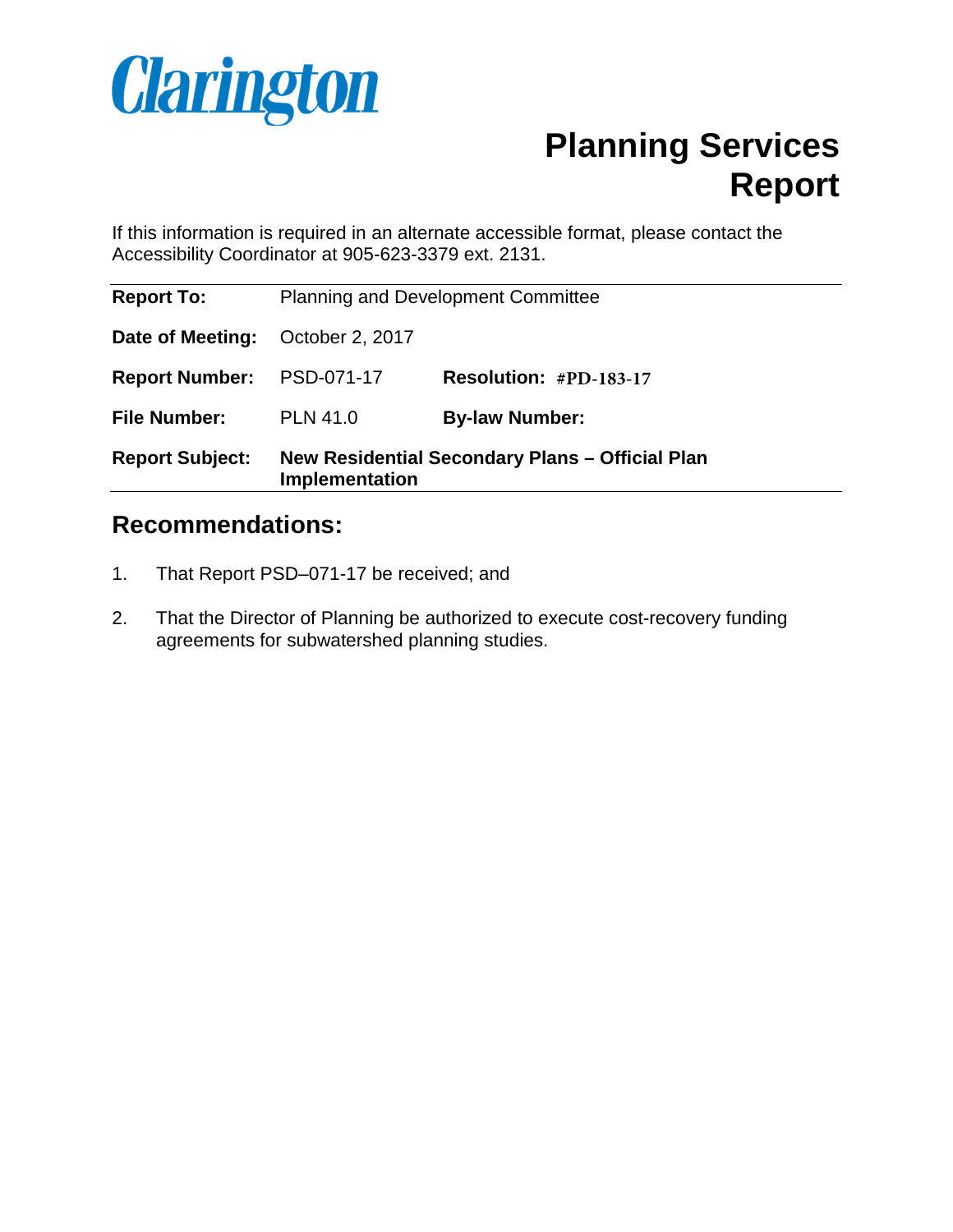Clarington

# Planning Services Report

If this information is required in an alternate accessible format, please contact the Accessibility Coordinator at 905-623-3379 ext. 2131.

| | | | |
|---|---|---|---|
| **Report To:** | Planning and Development Committee | | |
| **Date of Meeting:** | October 2, 2017 | | |
| **Report Number:** | PSD-071-17 | **Resolution:** | **#PD-183-17** |
| **File Number:** | PLN 41.0 | **By-law Number:** | |
| **Report Subject:** | **New Residential Secondary Plans – Official Plan Implementation** | | |

## Recommendations:

1. That Report PSD–071-17 be received; and
2. That the Director of Planning be authorized to execute cost-recovery funding agreements for subwatershed planning studies.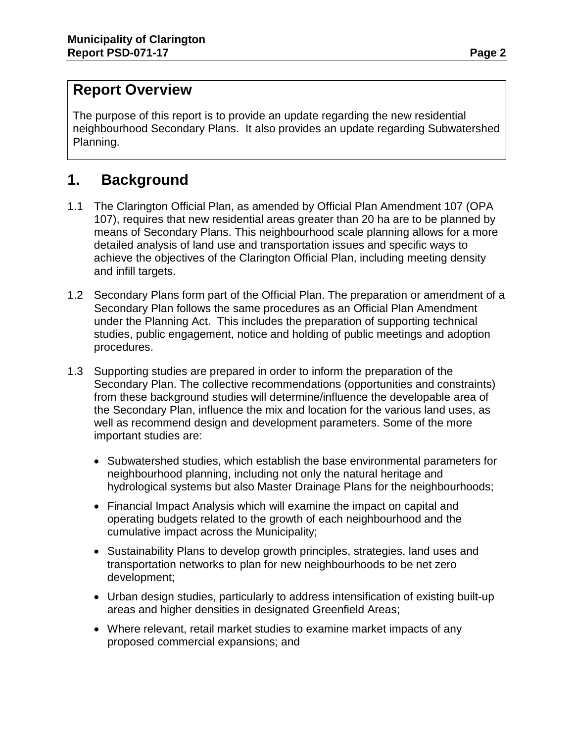## Report Overview

The purpose of this report is to provide an update regarding the new residential neighbourhood Secondary Plans. It also provides an update regarding Subwatershed Planning.

# 1. Background

1.1 The Clarington Official Plan, as amended by Official Plan Amendment 107 (OPA 107), requires that new residential areas greater than 20 ha are to be planned by means of Secondary Plans. This neighbourhood scale planning allows for a more detailed analysis of land use and transportation issues and specific ways to achieve the objectives of the Clarington Official Plan, including meeting density and infill targets.

1.2 Secondary Plans form part of the Official Plan. The preparation or amendment of a Secondary Plan follows the same procedures as an Official Plan Amendment under the Planning Act. This includes the preparation of supporting technical studies, public engagement, notice and holding of public meetings and adoption procedures.

1.3 Supporting studies are prepared in order to inform the preparation of the Secondary Plan. The collective recommendations (opportunities and constraints) from these background studies will determine/influence the developable area of the Secondary Plan, influence the mix and location for the various land uses, as well as recommend design and development parameters. Some of the more important studies are:

- Subwatershed studies, which establish the base environmental parameters for neighbourhood planning, including not only the natural heritage and hydrological systems but also Master Drainage Plans for the neighbourhoods;
- Financial Impact Analysis which will examine the impact on capital and operating budgets related to the growth of each neighbourhood and the cumulative impact across the Municipality;
- Sustainability Plans to develop growth principles, strategies, land uses and transportation networks to plan for new neighbourhoods to be net zero development;
- Urban design studies, particularly to address intensification of existing built-up areas and higher densities in designated Greenfield Areas;
- Where relevant, retail market studies to examine market impacts of any proposed commercial expansions; and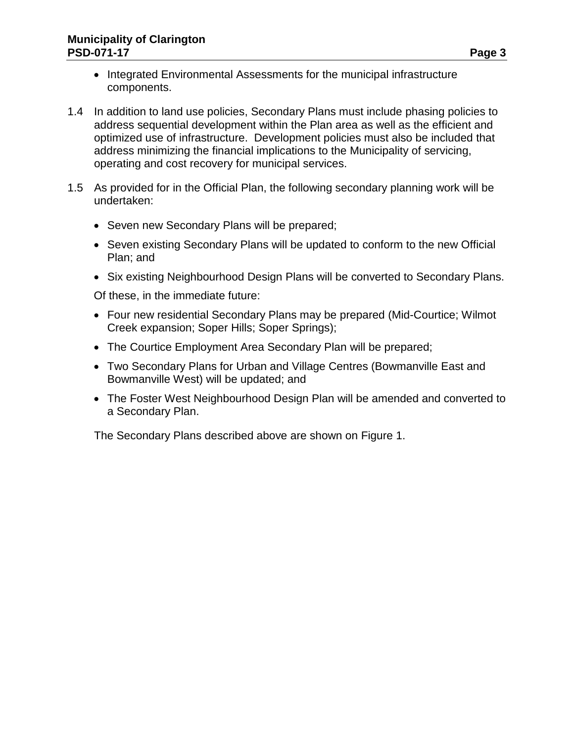- Integrated Environmental Assessments for the municipal infrastructure components.

1.4 In addition to land use policies, Secondary Plans must include phasing policies to address sequential development within the Plan area as well as the efficient and optimized use of infrastructure. Development policies must also be included that address minimizing the financial implications to the Municipality of servicing, operating and cost recovery for municipal services.

1.5 As provided for in the Official Plan, the following secondary planning work will be undertaken:

- Seven new Secondary Plans will be prepared;
- Seven existing Secondary Plans will be updated to conform to the new Official Plan; and
- Six existing Neighbourhood Design Plans will be converted to Secondary Plans.

Of these, in the immediate future:

- Four new residential Secondary Plans may be prepared (Mid-Courtice; Wilmot Creek expansion; Soper Hills; Soper Springs);
- The Courtice Employment Area Secondary Plan will be prepared;
- Two Secondary Plans for Urban and Village Centres (Bowmanville East and Bowmanville West) will be updated; and
- The Foster West Neighbourhood Design Plan will be amended and converted to a Secondary Plan.

The Secondary Plans described above are shown on Figure 1.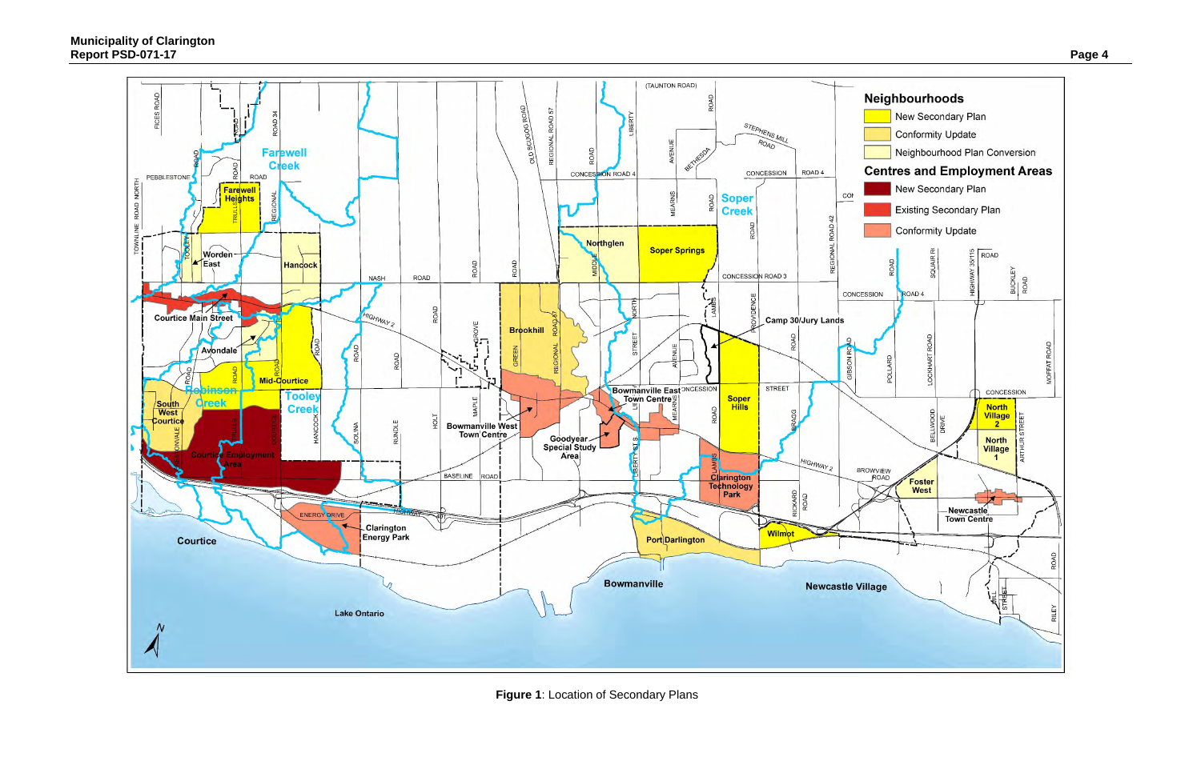Figure 1: Location of Secondary Plans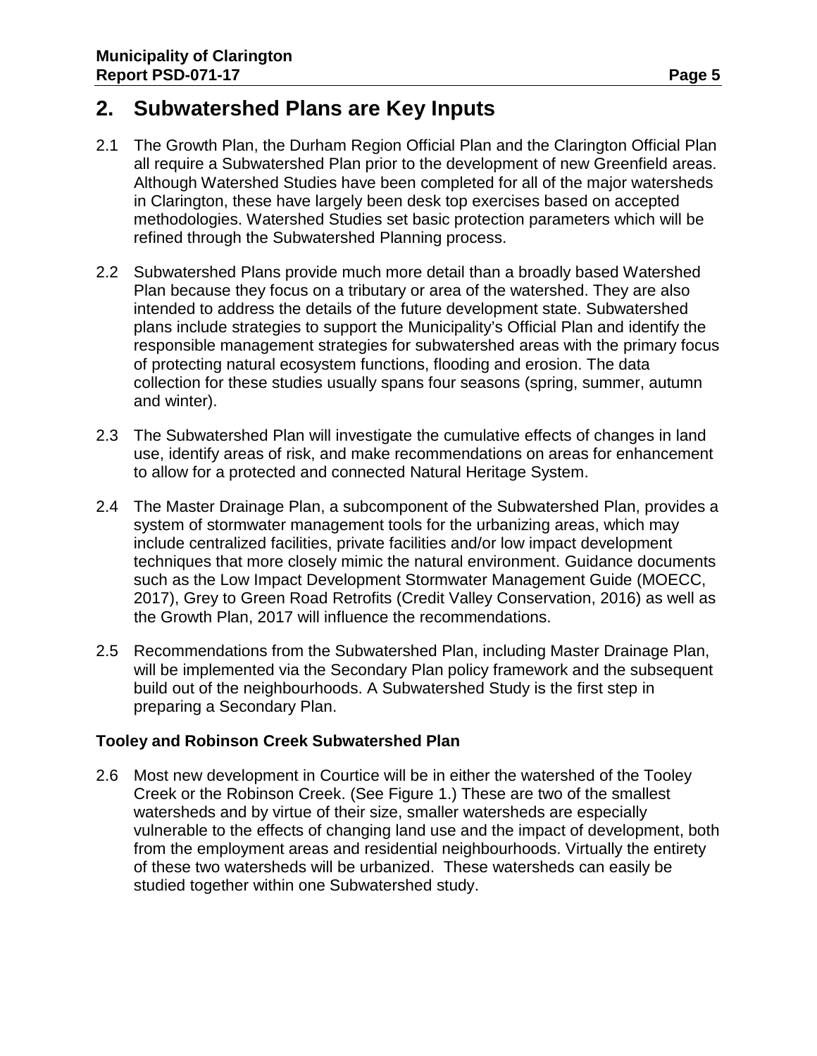## 2. Subwatershed Plans are Key Inputs

2.1 The Growth Plan, the Durham Region Official Plan and the Clarington Official Plan all require a Subwatershed Plan prior to the development of new Greenfield areas. Although Watershed Studies have been completed for all of the major watersheds in Clarington, these have largely been desk top exercises based on accepted methodologies. Watershed Studies set basic protection parameters which will be refined through the Subwatershed Planning process.

2.2 Subwatershed Plans provide much more detail than a broadly based Watershed Plan because they focus on a tributary or area of the watershed. They are also intended to address the details of the future development state. Subwatershed plans include strategies to support the Municipality's Official Plan and identify the responsible management strategies for subwatershed areas with the primary focus of protecting natural ecosystem functions, flooding and erosion. The data collection for these studies usually spans four seasons (spring, summer, autumn and winter).

2.3 The Subwatershed Plan will investigate the cumulative effects of changes in land use, identify areas of risk, and make recommendations on areas for enhancement to allow for a protected and connected Natural Heritage System.

2.4 The Master Drainage Plan, a subcomponent of the Subwatershed Plan, provides a system of stormwater management tools for the urbanizing areas, which may include centralized facilities, private facilities and/or low impact development techniques that more closely mimic the natural environment. Guidance documents such as the Low Impact Development Stormwater Management Guide (MOECC, 2017), Grey to Green Road Retrofits (Credit Valley Conservation, 2016) as well as the Growth Plan, 2017 will influence the recommendations.

2.5 Recommendations from the Subwatershed Plan, including Master Drainage Plan, will be implemented via the Secondary Plan policy framework and the subsequent build out of the neighbourhoods. A Subwatershed Study is the first step in preparing a Secondary Plan.

### Tooley and Robinson Creek Subwatershed Plan

2.6 Most new development in Courtice will be in either the watershed of the Tooley Creek or the Robinson Creek. (See Figure 1.) These are two of the smallest watersheds and by virtue of their size, smaller watersheds are especially vulnerable to the effects of changing land use and the impact of development, both from the employment areas and residential neighbourhoods. Virtually the entirety of these two watersheds will be urbanized. These watersheds can easily be studied together within one Subwatershed study.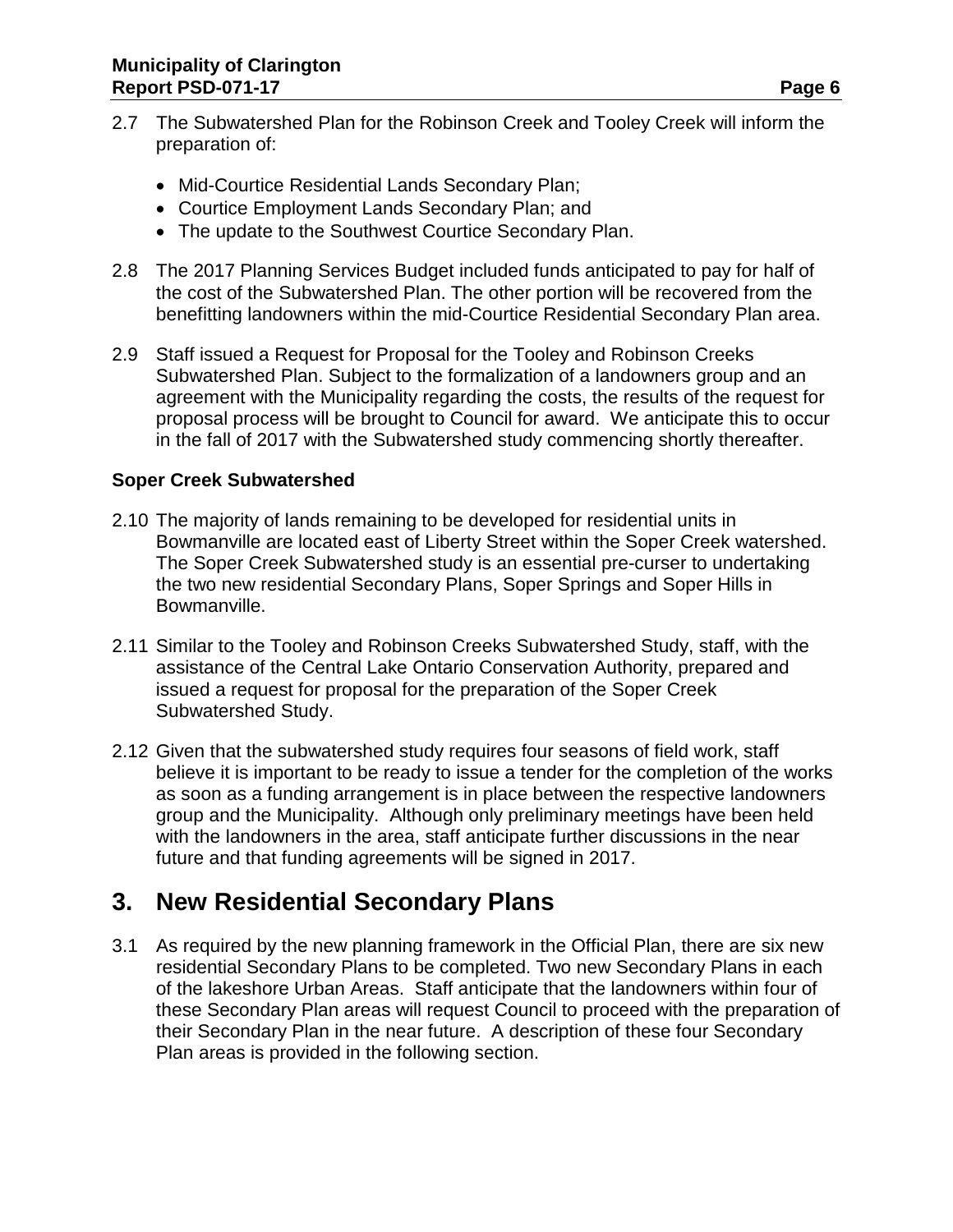2.7 The Subwatershed Plan for the Robinson Creek and Tooley Creek will inform the preparation of:

- Mid-Courtice Residential Lands Secondary Plan;
- Courtice Employment Lands Secondary Plan; and
- The update to the Southwest Courtice Secondary Plan.

2.8 The 2017 Planning Services Budget included funds anticipated to pay for half of the cost of the Subwatershed Plan. The other portion will be recovered from the benefitting landowners within the mid-Courtice Residential Secondary Plan area.

2.9 Staff issued a Request for Proposal for the Tooley and Robinson Creeks Subwatershed Plan. Subject to the formalization of a landowners group and an agreement with the Municipality regarding the costs, the results of the request for proposal process will be brought to Council for award. We anticipate this to occur in the fall of 2017 with the Subwatershed study commencing shortly thereafter.

**Soper Creek Subwatershed**

2.10 The majority of lands remaining to be developed for residential units in Bowmanville are located east of Liberty Street within the Soper Creek watershed. The Soper Creek Subwatershed study is an essential pre-curser to undertaking the two new residential Secondary Plans, Soper Springs and Soper Hills in Bowmanville.

2.11 Similar to the Tooley and Robinson Creeks Subwatershed Study, staff, with the assistance of the Central Lake Ontario Conservation Authority, prepared and issued a request for proposal for the preparation of the Soper Creek Subwatershed Study.

2.12 Given that the subwatershed study requires four seasons of field work, staff believe it is important to be ready to issue a tender for the completion of the works as soon as a funding arrangement is in place between the respective landowners group and the Municipality. Although only preliminary meetings have been held with the landowners in the area, staff anticipate further discussions in the near future and that funding agreements will be signed in 2017.

## 3. New Residential Secondary Plans

3.1 As required by the new planning framework in the Official Plan, there are six new residential Secondary Plans to be completed. Two new Secondary Plans in each of the lakeshore Urban Areas. Staff anticipate that the landowners within four of these Secondary Plan areas will request Council to proceed with the preparation of their Secondary Plan in the near future. A description of these four Secondary Plan areas is provided in the following section.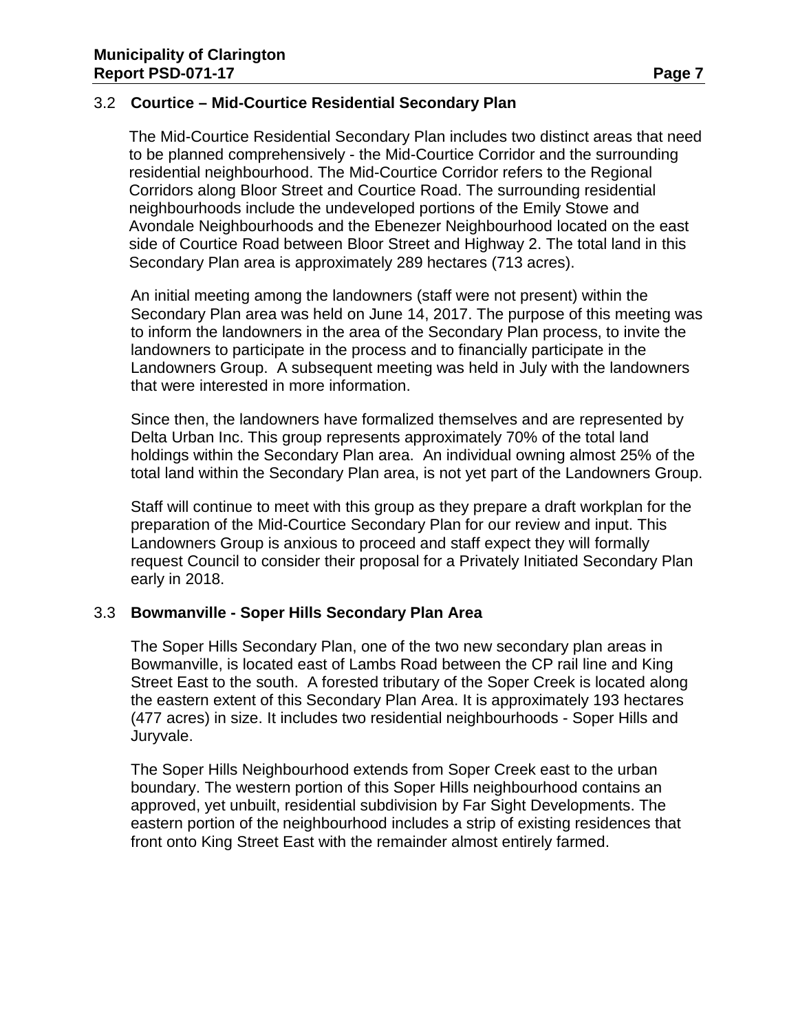### 3.2 Courtice – Mid-Courtice Residential Secondary Plan

The Mid-Courtice Residential Secondary Plan includes two distinct areas that need to be planned comprehensively - the Mid-Courtice Corridor and the surrounding residential neighbourhood. The Mid-Courtice Corridor refers to the Regional Corridors along Bloor Street and Courtice Road. The surrounding residential neighbourhoods include the undeveloped portions of the Emily Stowe and Avondale Neighbourhoods and the Ebenezer Neighbourhood located on the east side of Courtice Road between Bloor Street and Highway 2. The total land in this Secondary Plan area is approximately 289 hectares (713 acres).

An initial meeting among the landowners (staff were not present) within the Secondary Plan area was held on June 14, 2017. The purpose of this meeting was to inform the landowners in the area of the Secondary Plan process, to invite the landowners to participate in the process and to financially participate in the Landowners Group. A subsequent meeting was held in July with the landowners that were interested in more information.

Since then, the landowners have formalized themselves and are represented by Delta Urban Inc. This group represents approximately 70% of the total land holdings within the Secondary Plan area. An individual owning almost 25% of the total land within the Secondary Plan area, is not yet part of the Landowners Group.

Staff will continue to meet with this group as they prepare a draft workplan for the preparation of the Mid-Courtice Secondary Plan for our review and input. This Landowners Group is anxious to proceed and staff expect they will formally request Council to consider their proposal for a Privately Initiated Secondary Plan early in 2018.

### 3.3 Bowmanville - Soper Hills Secondary Plan Area

The Soper Hills Secondary Plan, one of the two new secondary plan areas in Bowmanville, is located east of Lambs Road between the CP rail line and King Street East to the south. A forested tributary of the Soper Creek is located along the eastern extent of this Secondary Plan Area. It is approximately 193 hectares (477 acres) in size. It includes two residential neighbourhoods - Soper Hills and Juryvale.

The Soper Hills Neighbourhood extends from Soper Creek east to the urban boundary. The western portion of this Soper Hills neighbourhood contains an approved, yet unbuilt, residential subdivision by Far Sight Developments. The eastern portion of the neighbourhood includes a strip of existing residences that front onto King Street East with the remainder almost entirely farmed.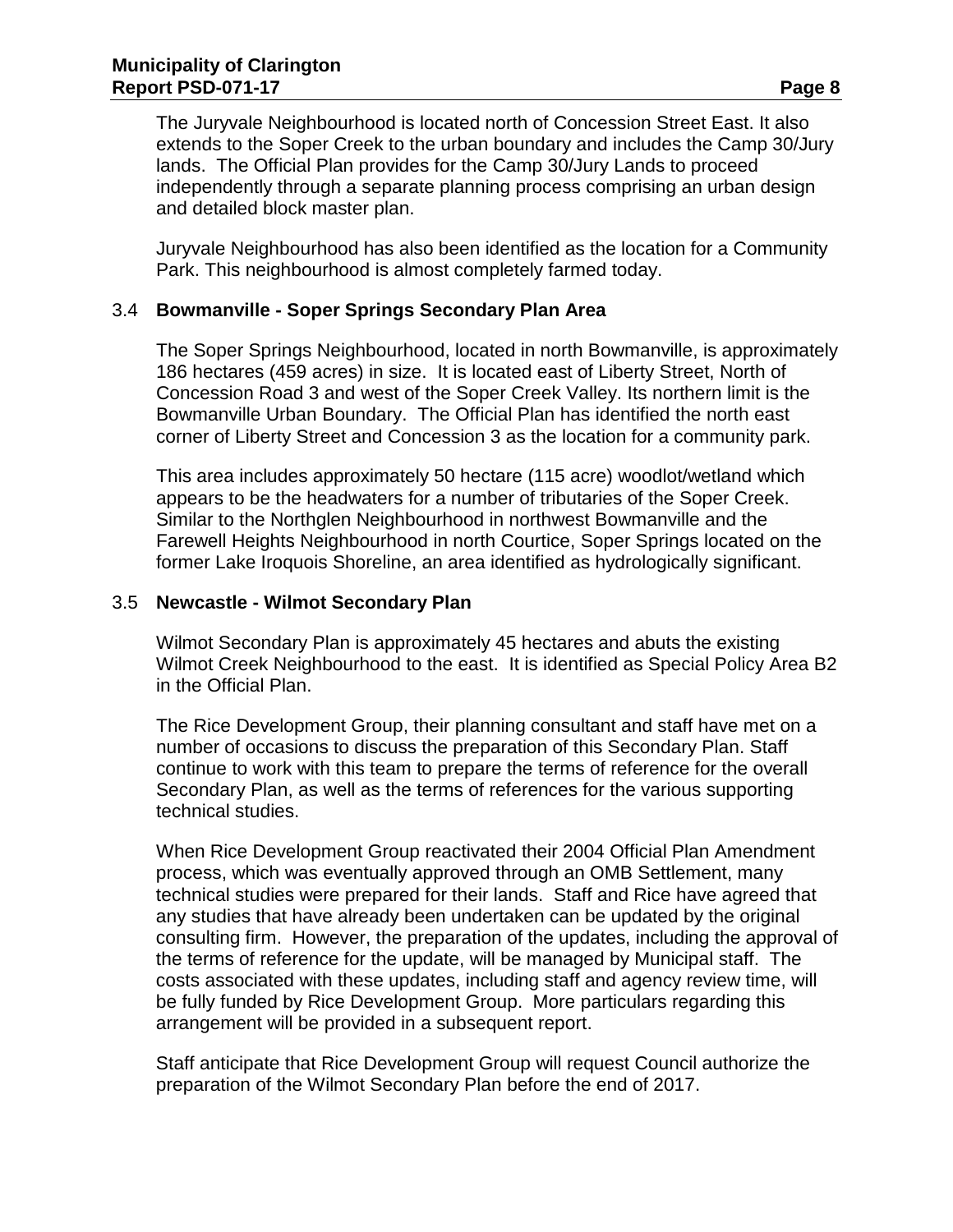The Juryvale Neighbourhood is located north of Concession Street East. It also extends to the Soper Creek to the urban boundary and includes the Camp 30/Jury lands. The Official Plan provides for the Camp 30/Jury Lands to proceed independently through a separate planning process comprising an urban design and detailed block master plan.

Juryvale Neighbourhood has also been identified as the location for a Community Park. This neighbourhood is almost completely farmed today.

### 3.4 Bowmanville - Soper Springs Secondary Plan Area

The Soper Springs Neighbourhood, located in north Bowmanville, is approximately 186 hectares (459 acres) in size. It is located east of Liberty Street, North of Concession Road 3 and west of the Soper Creek Valley. Its northern limit is the Bowmanville Urban Boundary. The Official Plan has identified the north east corner of Liberty Street and Concession 3 as the location for a community park.

This area includes approximately 50 hectare (115 acre) woodlot/wetland which appears to be the headwaters for a number of tributaries of the Soper Creek. Similar to the Northglen Neighbourhood in northwest Bowmanville and the Farewell Heights Neighbourhood in north Courtice, Soper Springs located on the former Lake Iroquois Shoreline, an area identified as hydrologically significant.

### 3.5 Newcastle - Wilmot Secondary Plan

Wilmot Secondary Plan is approximately 45 hectares and abuts the existing Wilmot Creek Neighbourhood to the east. It is identified as Special Policy Area B2 in the Official Plan.

The Rice Development Group, their planning consultant and staff have met on a number of occasions to discuss the preparation of this Secondary Plan. Staff continue to work with this team to prepare the terms of reference for the overall Secondary Plan, as well as the terms of references for the various supporting technical studies.

When Rice Development Group reactivated their 2004 Official Plan Amendment process, which was eventually approved through an OMB Settlement, many technical studies were prepared for their lands. Staff and Rice have agreed that any studies that have already been undertaken can be updated by the original consulting firm. However, the preparation of the updates, including the approval of the terms of reference for the update, will be managed by Municipal staff. The costs associated with these updates, including staff and agency review time, will be fully funded by Rice Development Group. More particulars regarding this arrangement will be provided in a subsequent report.

Staff anticipate that Rice Development Group will request Council authorize the preparation of the Wilmot Secondary Plan before the end of 2017.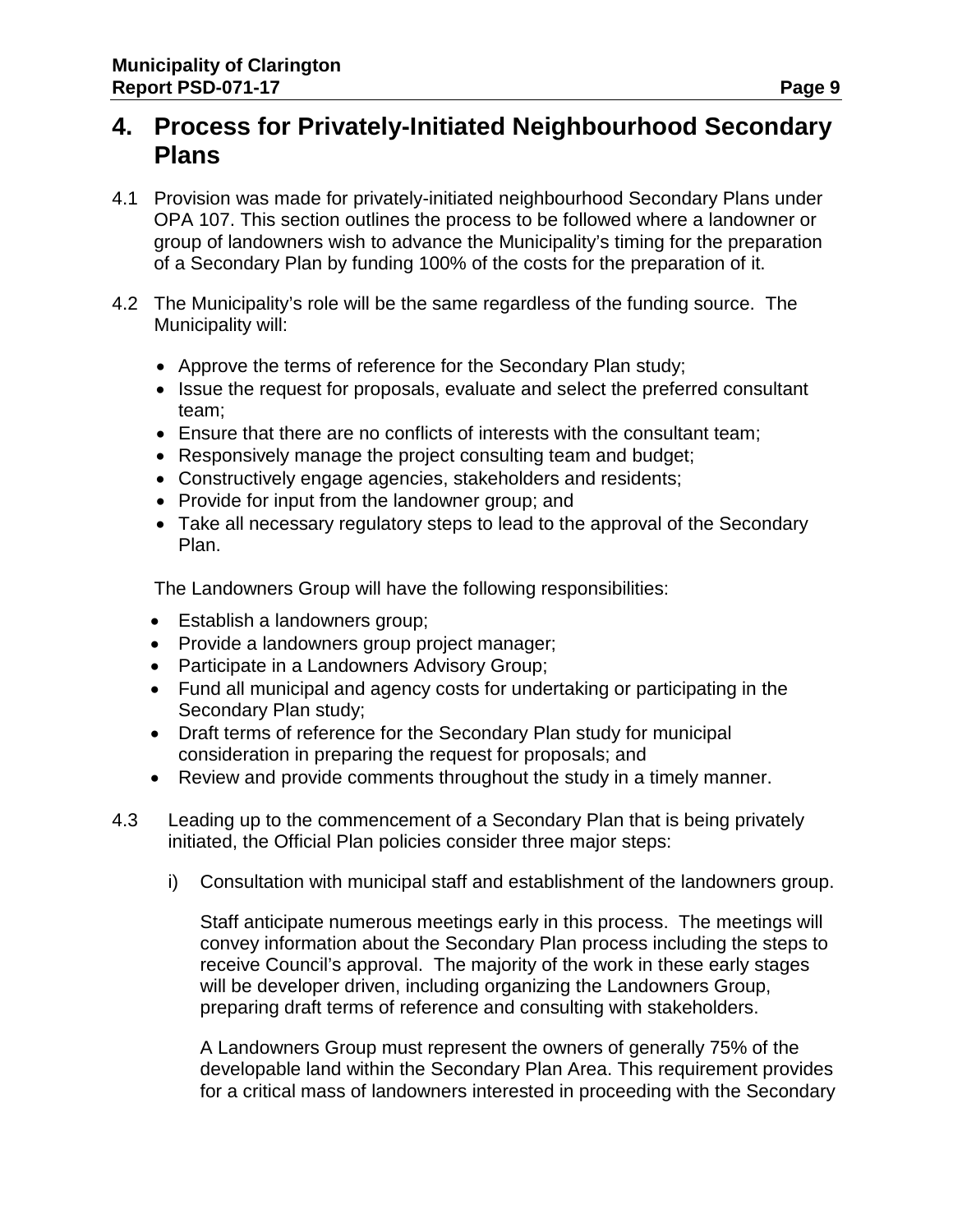## 4. Process for Privately-Initiated Neighbourhood Secondary Plans

4.1 Provision was made for privately-initiated neighbourhood Secondary Plans under OPA 107. This section outlines the process to be followed where a landowner or group of landowners wish to advance the Municipality's timing for the preparation of a Secondary Plan by funding 100% of the costs for the preparation of it.

4.2 The Municipality's role will be the same regardless of the funding source. The Municipality will:

- Approve the terms of reference for the Secondary Plan study;
- Issue the request for proposals, evaluate and select the preferred consultant team;
- Ensure that there are no conflicts of interests with the consultant team;
- Responsively manage the project consulting team and budget;
- Constructively engage agencies, stakeholders and residents;
- Provide for input from the landowner group; and
- Take all necessary regulatory steps to lead to the approval of the Secondary Plan.

The Landowners Group will have the following responsibilities:

- Establish a landowners group;
- Provide a landowners group project manager;
- Participate in a Landowners Advisory Group;
- Fund all municipal and agency costs for undertaking or participating in the Secondary Plan study;
- Draft terms of reference for the Secondary Plan study for municipal consideration in preparing the request for proposals; and
- Review and provide comments throughout the study in a timely manner.

4.3 Leading up to the commencement of a Secondary Plan that is being privately initiated, the Official Plan policies consider three major steps:

i) Consultation with municipal staff and establishment of the landowners group.

Staff anticipate numerous meetings early in this process. The meetings will convey information about the Secondary Plan process including the steps to receive Council's approval. The majority of the work in these early stages will be developer driven, including organizing the Landowners Group, preparing draft terms of reference and consulting with stakeholders.

A Landowners Group must represent the owners of generally 75% of the developable land within the Secondary Plan Area. This requirement provides for a critical mass of landowners interested in proceeding with the Secondary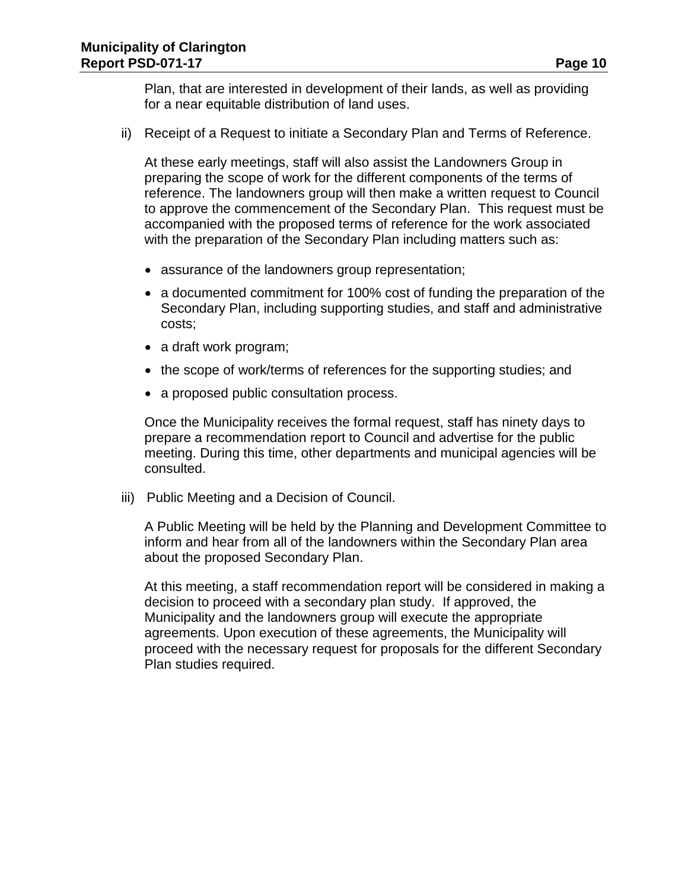Plan, that are interested in development of their lands, as well as providing for a near equitable distribution of land uses.

ii) Receipt of a Request to initiate a Secondary Plan and Terms of Reference.

At these early meetings, staff will also assist the Landowners Group in preparing the scope of work for the different components of the terms of reference. The landowners group will then make a written request to Council to approve the commencement of the Secondary Plan. This request must be accompanied with the proposed terms of reference for the work associated with the preparation of the Secondary Plan including matters such as:

- assurance of the landowners group representation;
- a documented commitment for 100% cost of funding the preparation of the Secondary Plan, including supporting studies, and staff and administrative costs;
- a draft work program;
- the scope of work/terms of references for the supporting studies; and
- a proposed public consultation process.

Once the Municipality receives the formal request, staff has ninety days to prepare a recommendation report to Council and advertise for the public meeting. During this time, other departments and municipal agencies will be consulted.

iii) Public Meeting and a Decision of Council.

A Public Meeting will be held by the Planning and Development Committee to inform and hear from all of the landowners within the Secondary Plan area about the proposed Secondary Plan.

At this meeting, a staff recommendation report will be considered in making a decision to proceed with a secondary plan study. If approved, the Municipality and the landowners group will execute the appropriate agreements. Upon execution of these agreements, the Municipality will proceed with the necessary request for proposals for the different Secondary Plan studies required.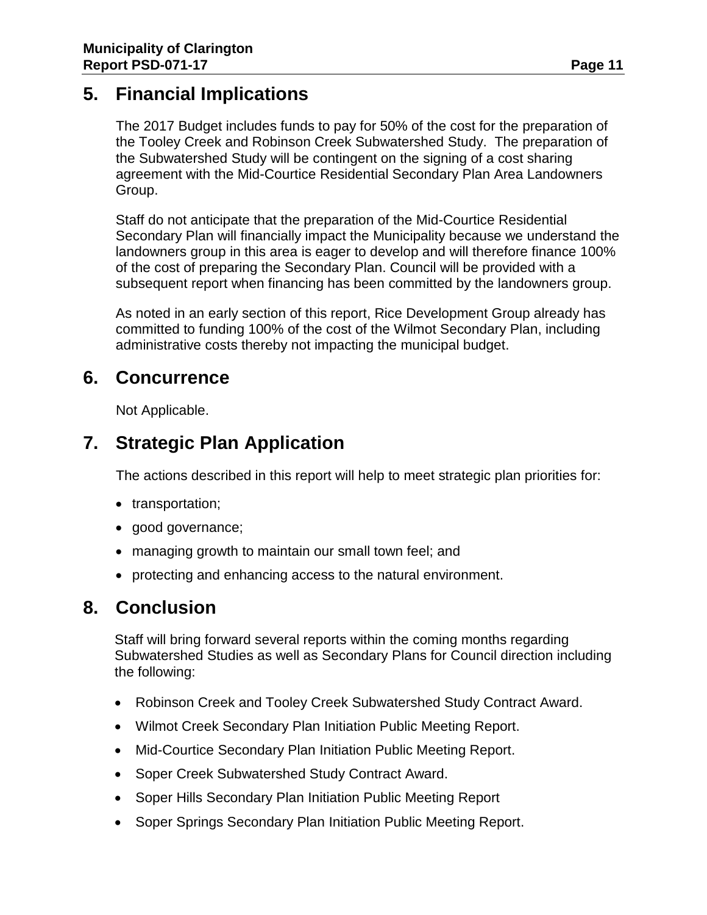## 5. Financial Implications

The 2017 Budget includes funds to pay for 50% of the cost for the preparation of the Tooley Creek and Robinson Creek Subwatershed Study. The preparation of the Subwatershed Study will be contingent on the signing of a cost sharing agreement with the Mid-Courtice Residential Secondary Plan Area Landowners Group.

Staff do not anticipate that the preparation of the Mid-Courtice Residential Secondary Plan will financially impact the Municipality because we understand the landowners group in this area is eager to develop and will therefore finance 100% of the cost of preparing the Secondary Plan. Council will be provided with a subsequent report when financing has been committed by the landowners group.

As noted in an early section of this report, Rice Development Group already has committed to funding 100% of the cost of the Wilmot Secondary Plan, including administrative costs thereby not impacting the municipal budget.

## 6. Concurrence

Not Applicable.

## 7. Strategic Plan Application

The actions described in this report will help to meet strategic plan priorities for:

- transportation;
- good governance;
- managing growth to maintain our small town feel; and
- protecting and enhancing access to the natural environment.

## 8. Conclusion

Staff will bring forward several reports within the coming months regarding Subwatershed Studies as well as Secondary Plans for Council direction including the following:

- Robinson Creek and Tooley Creek Subwatershed Study Contract Award.
- Wilmot Creek Secondary Plan Initiation Public Meeting Report.
- Mid-Courtice Secondary Plan Initiation Public Meeting Report.
- Soper Creek Subwatershed Study Contract Award.
- Soper Hills Secondary Plan Initiation Public Meeting Report
- Soper Springs Secondary Plan Initiation Public Meeting Report.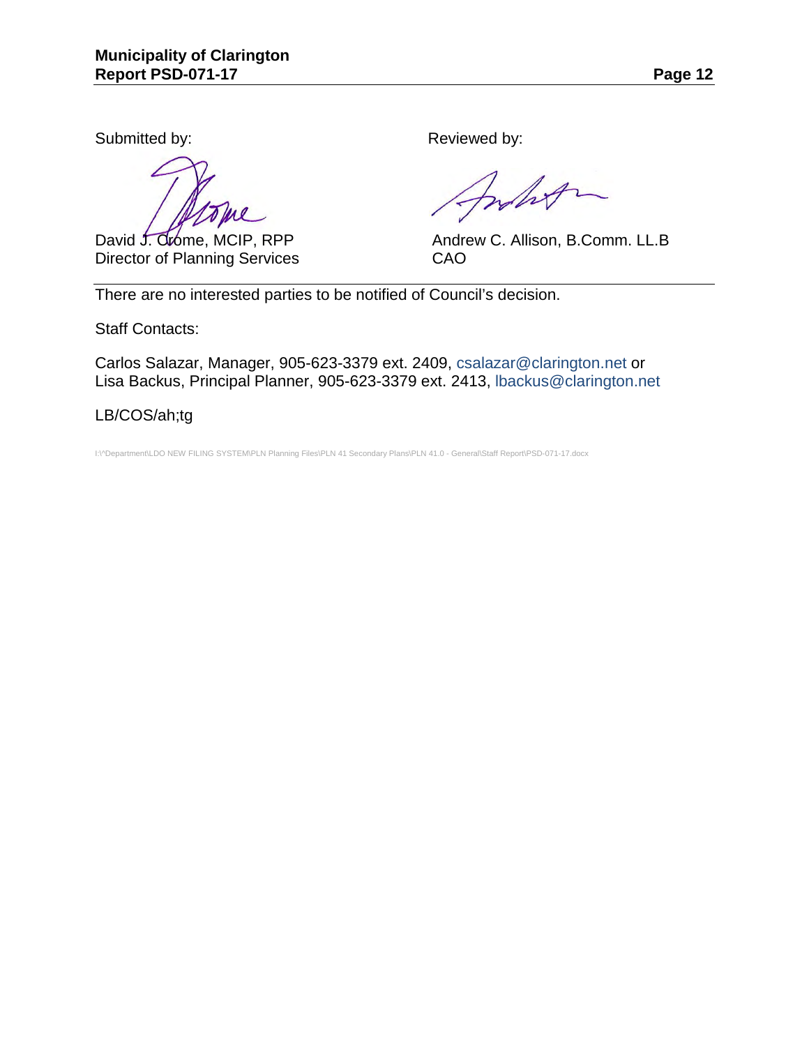Submitted by:

David J. Crome, MCIP, RPP
Director of Planning Services

Reviewed by:

Andrew C. Allison, B.Comm. LL.B
CAO

There are no interested parties to be notified of Council's decision.

Staff Contacts:

Carlos Salazar, Manager, 905-623-3379 ext. 2409, csalazar@clarington.net or
Lisa Backus, Principal Planner, 905-623-3379 ext. 2413, lbackus@clarington.net

LB/COS/ah;tg

I:\^Department\LDO NEW FILING SYSTEM\PLN Planning Files\PLN 41 Secondary Plans\PLN 41.0 - General\Staff Report\PSD-071-17.docx